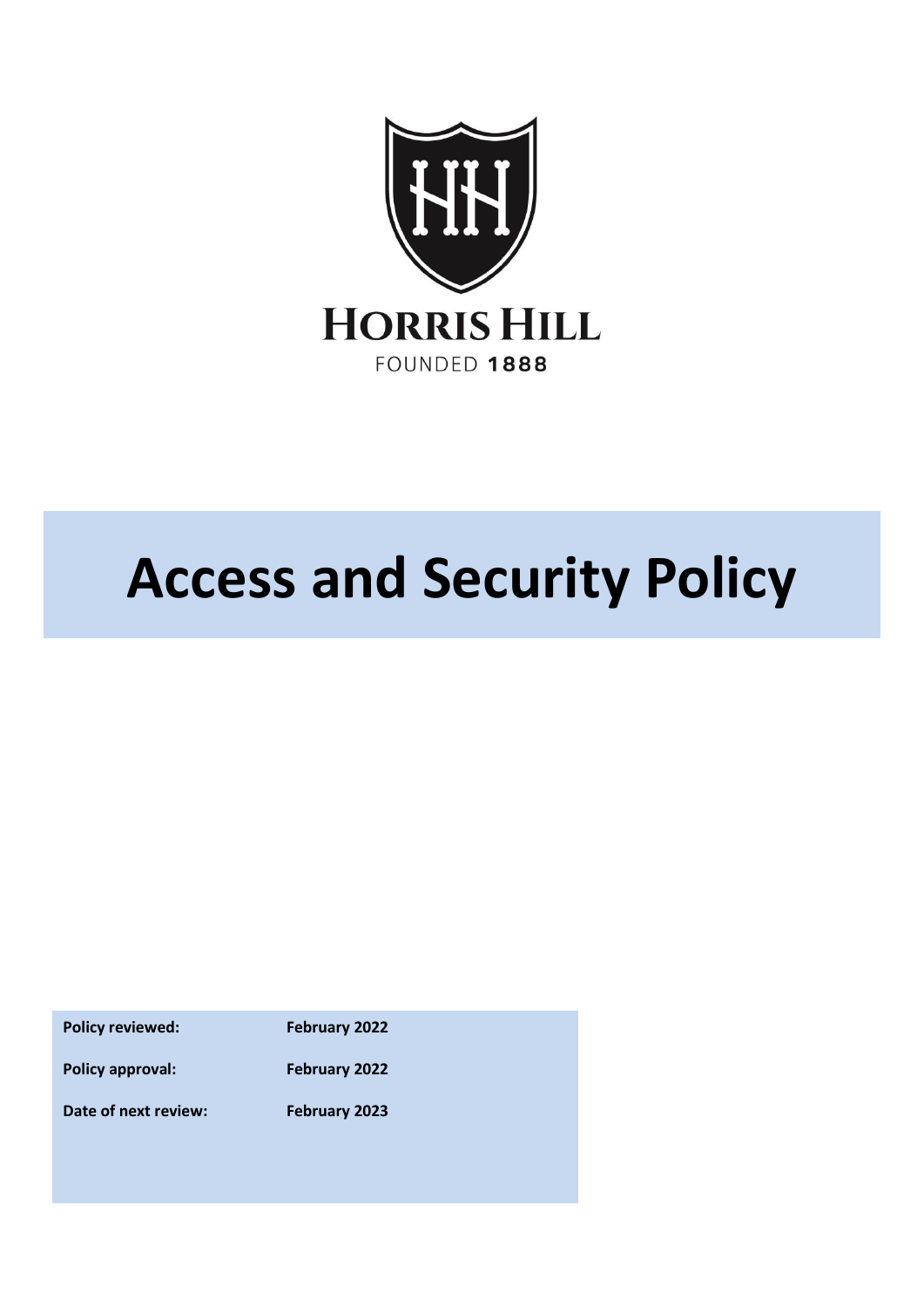HORRIS HILL

FOUNDED 1888

# Access and Security Policy

| | |
|---|---|
| **Policy reviewed:** | **February 2022** |
| **Policy approval:** | **February 2022** |
| **Date of next review:** | **February 2023** |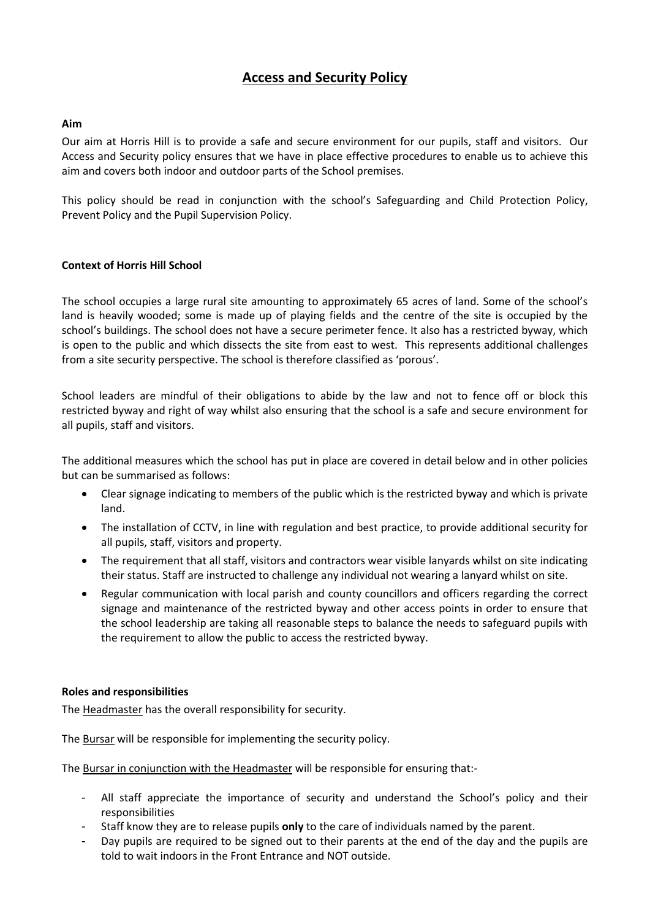# Access and Security Policy

**Aim**

Our aim at Horris Hill is to provide a safe and secure environment for our pupils, staff and visitors. Our Access and Security policy ensures that we have in place effective procedures to enable us to achieve this aim and covers both indoor and outdoor parts of the School premises.

This policy should be read in conjunction with the school's Safeguarding and Child Protection Policy, Prevent Policy and the Pupil Supervision Policy.

**Context of Horris Hill School**

The school occupies a large rural site amounting to approximately 65 acres of land. Some of the school's land is heavily wooded; some is made up of playing fields and the centre of the site is occupied by the school's buildings. The school does not have a secure perimeter fence. It also has a restricted byway, which is open to the public and which dissects the site from east to west. This represents additional challenges from a site security perspective. The school is therefore classified as 'porous'.

School leaders are mindful of their obligations to abide by the law and not to fence off or block this restricted byway and right of way whilst also ensuring that the school is a safe and secure environment for all pupils, staff and visitors.

The additional measures which the school has put in place are covered in detail below and in other policies but can be summarised as follows:

- Clear signage indicating to members of the public which is the restricted byway and which is private land.
- The installation of CCTV, in line with regulation and best practice, to provide additional security for all pupils, staff, visitors and property.
- The requirement that all staff, visitors and contractors wear visible lanyards whilst on site indicating their status. Staff are instructed to challenge any individual not wearing a lanyard whilst on site.
- Regular communication with local parish and county councillors and officers regarding the correct signage and maintenance of the restricted byway and other access points in order to ensure that the school leadership are taking all reasonable steps to balance the needs to safeguard pupils with the requirement to allow the public to access the restricted byway.

**Roles and responsibilities**

The Headmaster has the overall responsibility for security.

The Bursar will be responsible for implementing the security policy.

The Bursar in conjunction with the Headmaster will be responsible for ensuring that:-

- All staff appreciate the importance of security and understand the School's policy and their responsibilities
- Staff know they are to release pupils **only** to the care of individuals named by the parent.
- Day pupils are required to be signed out to their parents at the end of the day and the pupils are told to wait indoors in the Front Entrance and NOT outside.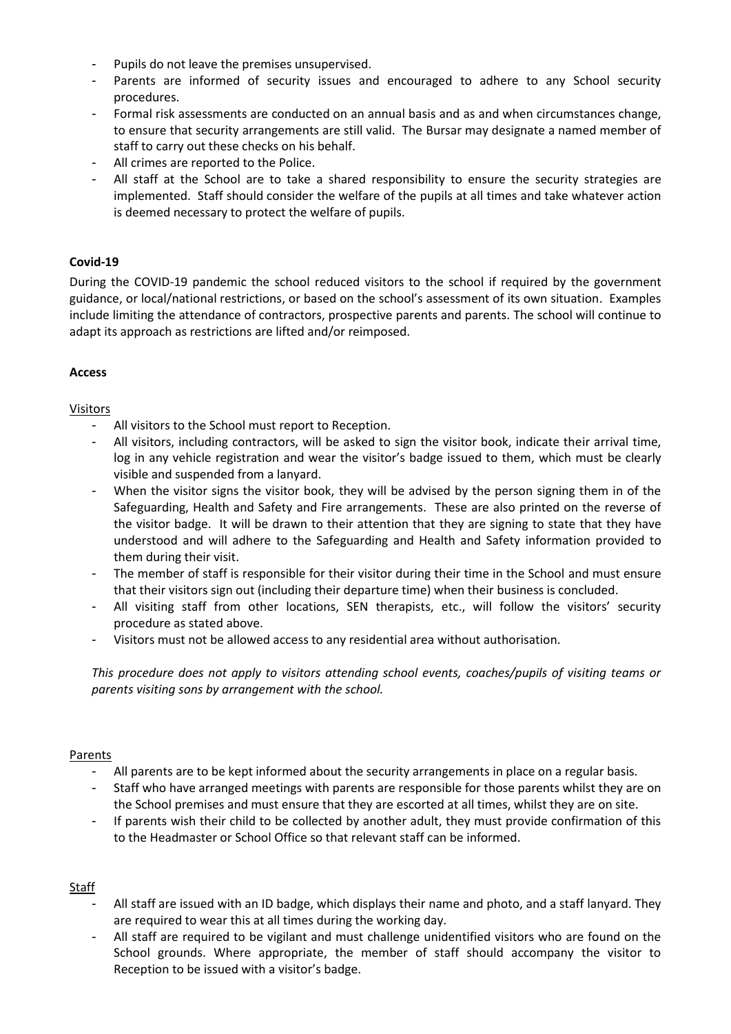- Pupils do not leave the premises unsupervised.
- Parents are informed of security issues and encouraged to adhere to any School security procedures.
- Formal risk assessments are conducted on an annual basis and as and when circumstances change, to ensure that security arrangements are still valid. The Bursar may designate a named member of staff to carry out these checks on his behalf.
- All crimes are reported to the Police.
- All staff at the School are to take a shared responsibility to ensure the security strategies are implemented. Staff should consider the welfare of the pupils at all times and take whatever action is deemed necessary to protect the welfare of pupils.

**Covid-19**

During the COVID-19 pandemic the school reduced visitors to the school if required by the government guidance, or local/national restrictions, or based on the school's assessment of its own situation. Examples include limiting the attendance of contractors, prospective parents and parents. The school will continue to adapt its approach as restrictions are lifted and/or reimposed.

**Access**

Visitors

- All visitors to the School must report to Reception.
- All visitors, including contractors, will be asked to sign the visitor book, indicate their arrival time, log in any vehicle registration and wear the visitor's badge issued to them, which must be clearly visible and suspended from a lanyard.
- When the visitor signs the visitor book, they will be advised by the person signing them in of the Safeguarding, Health and Safety and Fire arrangements. These are also printed on the reverse of the visitor badge. It will be drawn to their attention that they are signing to state that they have understood and will adhere to the Safeguarding and Health and Safety information provided to them during their visit.
- The member of staff is responsible for their visitor during their time in the School and must ensure that their visitors sign out (including their departure time) when their business is concluded.
- All visiting staff from other locations, SEN therapists, etc., will follow the visitors' security procedure as stated above.
- Visitors must not be allowed access to any residential area without authorisation.

*This procedure does not apply to visitors attending school events, coaches/pupils of visiting teams or parents visiting sons by arrangement with the school.*

Parents

- All parents are to be kept informed about the security arrangements in place on a regular basis.
- Staff who have arranged meetings with parents are responsible for those parents whilst they are on the School premises and must ensure that they are escorted at all times, whilst they are on site.
- If parents wish their child to be collected by another adult, they must provide confirmation of this to the Headmaster or School Office so that relevant staff can be informed.

Staff

- All staff are issued with an ID badge, which displays their name and photo, and a staff lanyard. They are required to wear this at all times during the working day.
- All staff are required to be vigilant and must challenge unidentified visitors who are found on the School grounds. Where appropriate, the member of staff should accompany the visitor to Reception to be issued with a visitor's badge.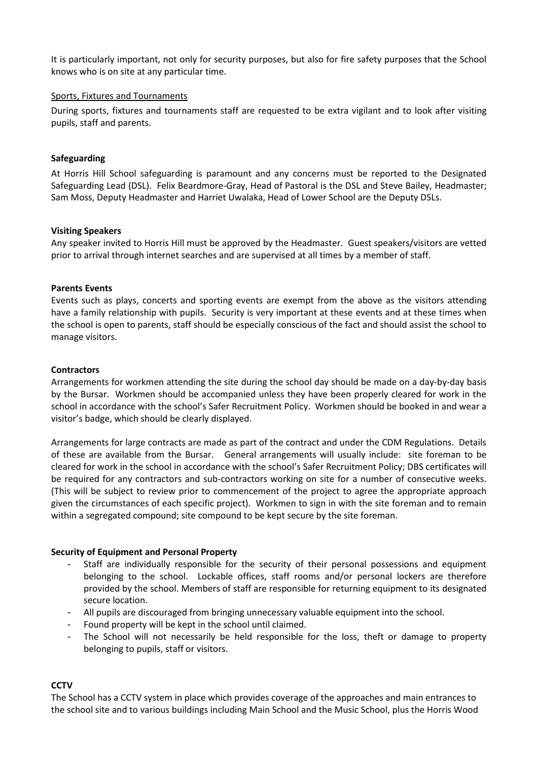It is particularly important, not only for security purposes, but also for fire safety purposes that the School knows who is on site at any particular time.

Sports, Fixtures and Tournaments

During sports, fixtures and tournaments staff are requested to be extra vigilant and to look after visiting pupils, staff and parents.

**Safeguarding**

At Horris Hill School safeguarding is paramount and any concerns must be reported to the Designated Safeguarding Lead (DSL). Felix Beardmore-Gray, Head of Pastoral is the DSL and Steve Bailey, Headmaster; Sam Moss, Deputy Headmaster and Harriet Uwalaka, Head of Lower School are the Deputy DSLs.

**Visiting Speakers**

Any speaker invited to Horris Hill must be approved by the Headmaster. Guest speakers/visitors are vetted prior to arrival through internet searches and are supervised at all times by a member of staff.

**Parents Events**

Events such as plays, concerts and sporting events are exempt from the above as the visitors attending have a family relationship with pupils. Security is very important at these events and at these times when the school is open to parents, staff should be especially conscious of the fact and should assist the school to manage visitors.

**Contractors**

Arrangements for workmen attending the site during the school day should be made on a day-by-day basis by the Bursar. Workmen should be accompanied unless they have been properly cleared for work in the school in accordance with the school's Safer Recruitment Policy. Workmen should be booked in and wear a visitor's badge, which should be clearly displayed.

Arrangements for large contracts are made as part of the contract and under the CDM Regulations. Details of these are available from the Bursar. General arrangements will usually include: site foreman to be cleared for work in the school in accordance with the school's Safer Recruitment Policy; DBS certificates will be required for any contractors and sub-contractors working on site for a number of consecutive weeks. (This will be subject to review prior to commencement of the project to agree the appropriate approach given the circumstances of each specific project). Workmen to sign in with the site foreman and to remain within a segregated compound; site compound to be kept secure by the site foreman.

**Security of Equipment and Personal Property**

- Staff are individually responsible for the security of their personal possessions and equipment belonging to the school. Lockable offices, staff rooms and/or personal lockers are therefore provided by the school. Members of staff are responsible for returning equipment to its designated secure location.
- All pupils are discouraged from bringing unnecessary valuable equipment into the school.
- Found property will be kept in the school until claimed.
- The School will not necessarily be held responsible for the loss, theft or damage to property belonging to pupils, staff or visitors.

**CCTV**

The School has a CCTV system in place which provides coverage of the approaches and main entrances to the school site and to various buildings including Main School and the Music School, plus the Horris Wood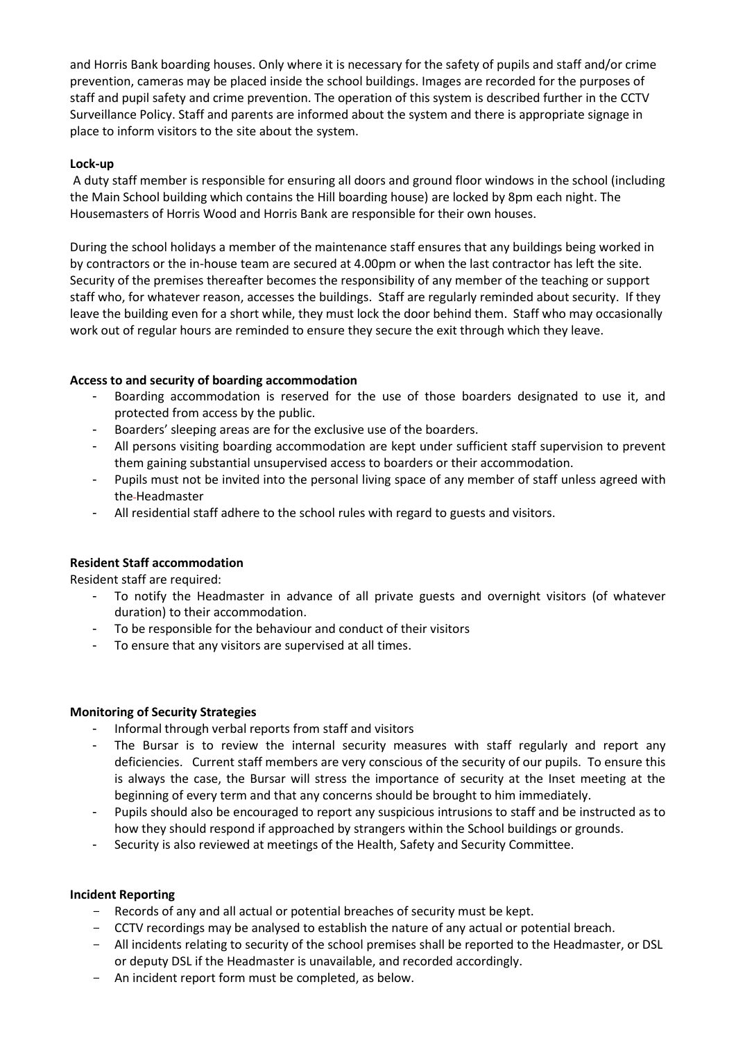and Horris Bank boarding houses. Only where it is necessary for the safety of pupils and staff and/or crime prevention, cameras may be placed inside the school buildings. Images are recorded for the purposes of staff and pupil safety and crime prevention. The operation of this system is described further in the CCTV Surveillance Policy. Staff and parents are informed about the system and there is appropriate signage in place to inform visitors to the site about the system.

**Lock-up**

A duty staff member is responsible for ensuring all doors and ground floor windows in the school (including the Main School building which contains the Hill boarding house) are locked by 8pm each night. The Housemasters of Horris Wood and Horris Bank are responsible for their own houses.

During the school holidays a member of the maintenance staff ensures that any buildings being worked in by contractors or the in-house team are secured at 4.00pm or when the last contractor has left the site. Security of the premises thereafter becomes the responsibility of any member of the teaching or support staff who, for whatever reason, accesses the buildings. Staff are regularly reminded about security. If they leave the building even for a short while, they must lock the door behind them. Staff who may occasionally work out of regular hours are reminded to ensure they secure the exit through which they leave.

**Access to and security of boarding accommodation**

- Boarding accommodation is reserved for the use of those boarders designated to use it, and protected from access by the public.
- Boarders' sleeping areas are for the exclusive use of the boarders.
- All persons visiting boarding accommodation are kept under sufficient staff supervision to prevent them gaining substantial unsupervised access to boarders or their accommodation.
- Pupils must not be invited into the personal living space of any member of staff unless agreed with the Headmaster
- All residential staff adhere to the school rules with regard to guests and visitors.

**Resident Staff accommodation**

Resident staff are required:

- To notify the Headmaster in advance of all private guests and overnight visitors (of whatever duration) to their accommodation.
- To be responsible for the behaviour and conduct of their visitors
- To ensure that any visitors are supervised at all times.

**Monitoring of Security Strategies**

- Informal through verbal reports from staff and visitors
- The Bursar is to review the internal security measures with staff regularly and report any deficiencies. Current staff members are very conscious of the security of our pupils. To ensure this is always the case, the Bursar will stress the importance of security at the Inset meeting at the beginning of every term and that any concerns should be brought to him immediately.
- Pupils should also be encouraged to report any suspicious intrusions to staff and be instructed as to how they should respond if approached by strangers within the School buildings or grounds.
- Security is also reviewed at meetings of the Health, Safety and Security Committee.

**Incident Reporting**

- Records of any and all actual or potential breaches of security must be kept.
- CCTV recordings may be analysed to establish the nature of any actual or potential breach.
- All incidents relating to security of the school premises shall be reported to the Headmaster, or DSL or deputy DSL if the Headmaster is unavailable, and recorded accordingly.
- An incident report form must be completed, as below.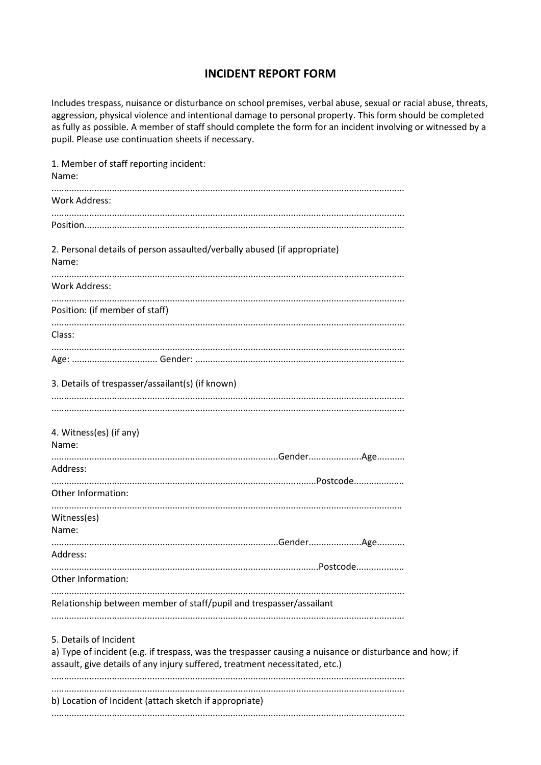# INCIDENT REPORT FORM

Includes trespass, nuisance or disturbance on school premises, verbal abuse, sexual or racial abuse, threats, aggression, physical violence and intentional damage to personal property. This form should be completed as fully as possible. A member of staff should complete the form for an incident involving or witnessed by a pupil. Please use continuation sheets if necessary.

1. Member of staff reporting incident:

Name:

..........................................................................................................................................

Work Address:

..........................................................................................................................................

Position..............................................................................................................................

2. Personal details of person assaulted/verbally abused (if appropriate)

Name:

..........................................................................................................................................

Work Address:

..........................................................................................................................................

Position: (if member of staff)

..........................................................................................................................................

Class:

..........................................................................................................................................

Age: .................................. Gender: ..................................................................................

3. Details of trespasser/assailant(s) (if known)

..........................................................................................................................................

..........................................................................................................................................

4. Witness(es) (if any)

Name:

.........................................................................................Gender.....................Age...........

Address:

.........................................................................................................Postcode....................

Other Information:

..........................................................................................................................................

Witness(es)

Name:

.........................................................................................Gender.....................Age...........

Address:

..........................................................................................................Postcode...................

Other Information:

..........................................................................................................................................

Relationship between member of staff/pupil and trespasser/assailant

..........................................................................................................................................

5. Details of Incident

a) Type of incident (e.g. if trespass, was the trespasser causing a nuisance or disturbance and how; if assault, give details of any injury suffered, treatment necessitated, etc.)

..........................................................................................................................................

..........................................................................................................................................

b) Location of Incident (attach sketch if appropriate)

..........................................................................................................................................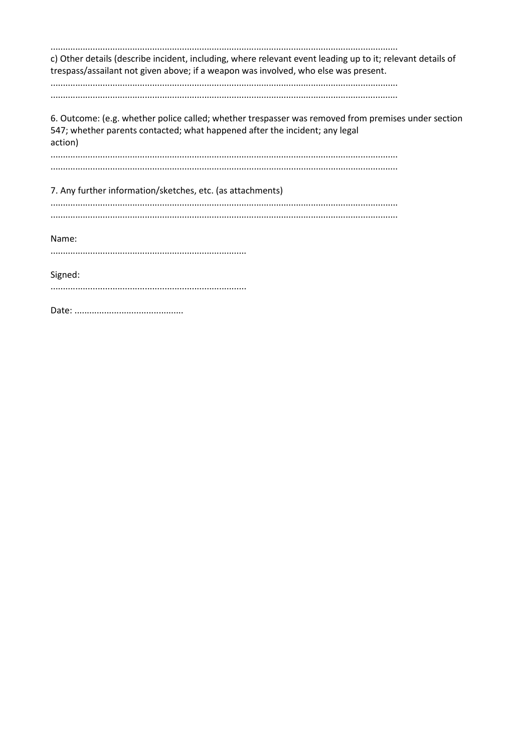..........................................................................................................................................

c) Other details (describe incident, including, where relevant event leading up to it; relevant details of trespass/assailant not given above; if a weapon was involved, who else was present.

..........................................................................................................................................
..........................................................................................................................................

6. Outcome: (e.g. whether police called; whether trespasser was removed from premises under section 547; whether parents contacted; what happened after the incident; any legal action)

..........................................................................................................................................
..........................................................................................................................................

7. Any further information/sketches, etc. (as attachments)

..........................................................................................................................................
..........................................................................................................................................

Name:

..............................................................................

Signed:

..............................................................................

Date: ...........................................